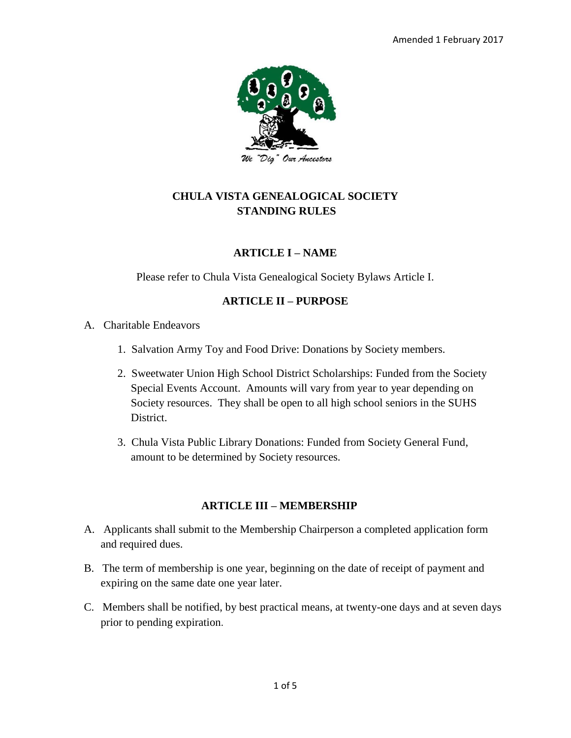Amended 1 February 2017

We "Dig" Our Ancestors

# CHULA VISTA GENEALOGICAL SOCIETY
# STANDING RULES

## ARTICLE I – NAME

Please refer to Chula Vista Genealogical Society Bylaws Article I.

## ARTICLE II – PURPOSE

A. Charitable Endeavors

1. Salvation Army Toy and Food Drive: Donations by Society members.
2. Sweetwater Union High School District Scholarships: Funded from the Society Special Events Account. Amounts will vary from year to year depending on Society resources. They shall be open to all high school seniors in the SUHS District.
3. Chula Vista Public Library Donations: Funded from Society General Fund, amount to be determined by Society resources.

## ARTICLE III – MEMBERSHIP

A. Applicants shall submit to the Membership Chairperson a completed application form and required dues.

B. The term of membership is one year, beginning on the date of receipt of payment and expiring on the same date one year later.

C. Members shall be notified, by best practical means, at twenty-one days and at seven days prior to pending expiration.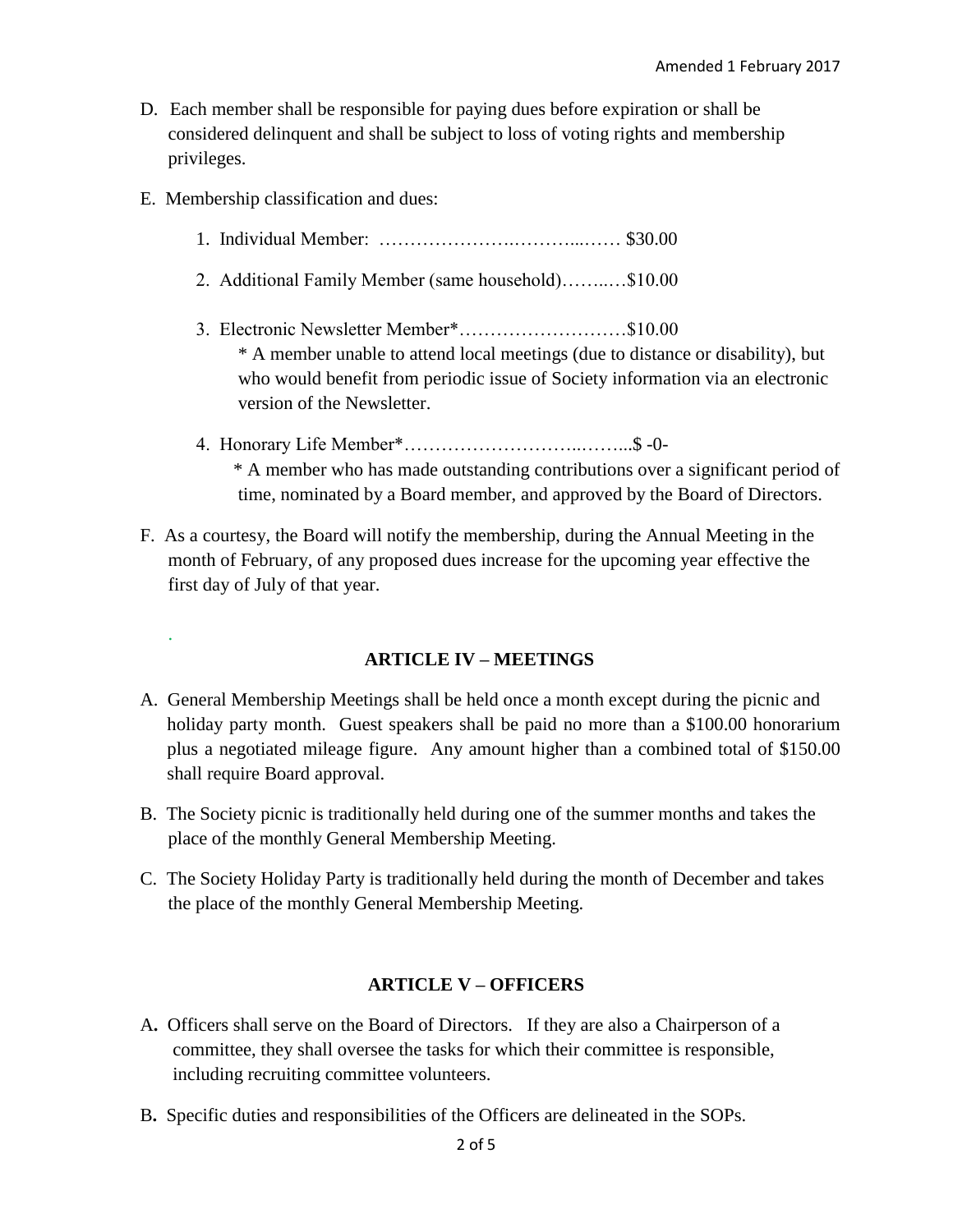D. Each member shall be responsible for paying dues before expiration or shall be considered delinquent and shall be subject to loss of voting rights and membership privileges.

E. Membership classification and dues:

1. Individual Member: …………………….………...…… $30.00
2. Additional Family Member (same household)……..…$10.00
3. Electronic Newsletter Member*………………………$10.00
   * A member unable to attend local meetings (due to distance or disability), but who would benefit from periodic issue of Society information via an electronic version of the Newsletter.
4. Honorary Life Member*……………………...……...$ -0-
   * A member who has made outstanding contributions over a significant period of time, nominated by a Board member, and approved by the Board of Directors.

F. As a courtesy, the Board will notify the membership, during the Annual Meeting in the month of February, of any proposed dues increase for the upcoming year effective the first day of July of that year.

## ARTICLE IV – MEETINGS

A. General Membership Meetings shall be held once a month except during the picnic and holiday party month. Guest speakers shall be paid no more than a $100.00 honorarium plus a negotiated mileage figure. Any amount higher than a combined total of $150.00 shall require Board approval.

B. The Society picnic is traditionally held during one of the summer months and takes the place of the monthly General Membership Meeting.

C. The Society Holiday Party is traditionally held during the month of December and takes the place of the monthly General Membership Meeting.

## ARTICLE V – OFFICERS

**A.** Officers shall serve on the Board of Directors. If they are also a Chairperson of a committee, they shall oversee the tasks for which their committee is responsible, including recruiting committee volunteers.

**B.** Specific duties and responsibilities of the Officers are delineated in the SOPs.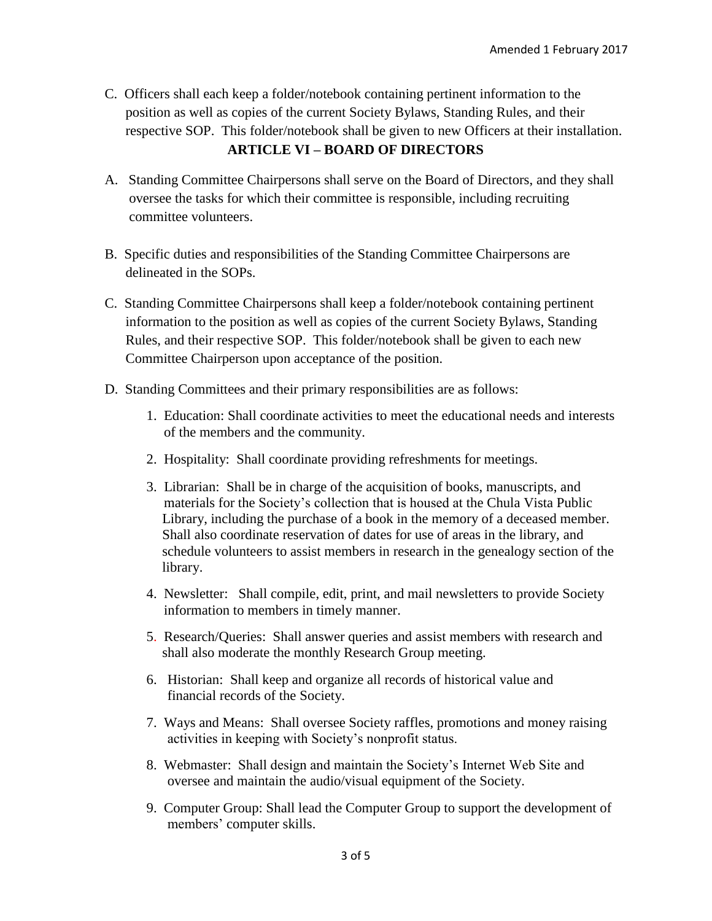C. Officers shall each keep a folder/notebook containing pertinent information to the position as well as copies of the current Society Bylaws, Standing Rules, and their respective SOP. This folder/notebook shall be given to new Officers at their installation.

## ARTICLE VI – BOARD OF DIRECTORS

A. Standing Committee Chairpersons shall serve on the Board of Directors, and they shall oversee the tasks for which their committee is responsible, including recruiting committee volunteers.

B. Specific duties and responsibilities of the Standing Committee Chairpersons are delineated in the SOPs.

C. Standing Committee Chairpersons shall keep a folder/notebook containing pertinent information to the position as well as copies of the current Society Bylaws, Standing Rules, and their respective SOP. This folder/notebook shall be given to each new Committee Chairperson upon acceptance of the position.

D. Standing Committees and their primary responsibilities are as follows:

1. Education: Shall coordinate activities to meet the educational needs and interests of the members and the community.
2. Hospitality: Shall coordinate providing refreshments for meetings.
3. Librarian: Shall be in charge of the acquisition of books, manuscripts, and materials for the Society's collection that is housed at the Chula Vista Public Library, including the purchase of a book in the memory of a deceased member. Shall also coordinate reservation of dates for use of areas in the library, and schedule volunteers to assist members in research in the genealogy section of the library.
4. Newsletter: Shall compile, edit, print, and mail newsletters to provide Society information to members in timely manner.
5. Research/Queries: Shall answer queries and assist members with research and shall also moderate the monthly Research Group meeting.
6. Historian: Shall keep and organize all records of historical value and financial records of the Society.
7. Ways and Means: Shall oversee Society raffles, promotions and money raising activities in keeping with Society's nonprofit status.
8. Webmaster: Shall design and maintain the Society's Internet Web Site and oversee and maintain the audio/visual equipment of the Society.
9. Computer Group: Shall lead the Computer Group to support the development of members' computer skills.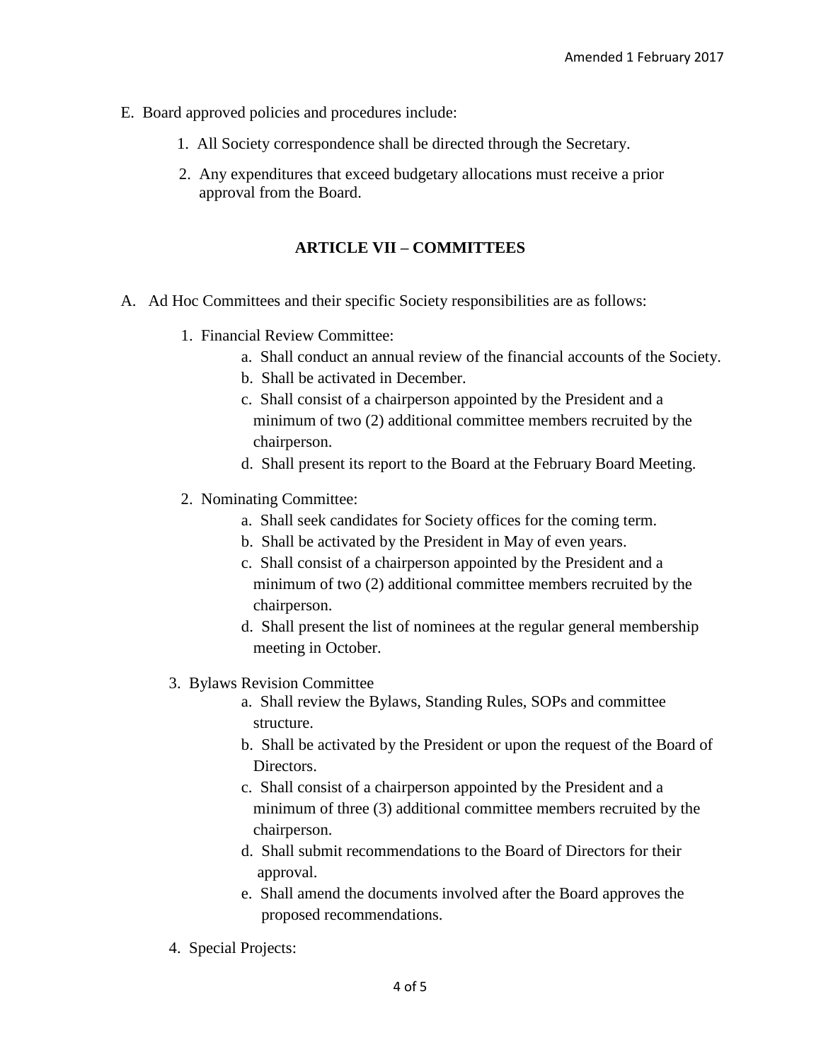E. Board approved policies and procedures include:

1. All Society correspondence shall be directed through the Secretary.
2. Any expenditures that exceed budgetary allocations must receive a prior approval from the Board.

## ARTICLE VII – COMMITTEES

A. Ad Hoc Committees and their specific Society responsibilities are as follows:

1. Financial Review Committee:
    a. Shall conduct an annual review of the financial accounts of the Society.
    b. Shall be activated in December.
    c. Shall consist of a chairperson appointed by the President and a minimum of two (2) additional committee members recruited by the chairperson.
    d. Shall present its report to the Board at the February Board Meeting.

2. Nominating Committee:
    a. Shall seek candidates for Society offices for the coming term.
    b. Shall be activated by the President in May of even years.
    c. Shall consist of a chairperson appointed by the President and a minimum of two (2) additional committee members recruited by the chairperson.
    d. Shall present the list of nominees at the regular general membership meeting in October.

3. Bylaws Revision Committee
    a. Shall review the Bylaws, Standing Rules, SOPs and committee structure.
    b. Shall be activated by the President or upon the request of the Board of Directors.
    c. Shall consist of a chairperson appointed by the President and a minimum of three (3) additional committee members recruited by the chairperson.
    d. Shall submit recommendations to the Board of Directors for their approval.
    e. Shall amend the documents involved after the Board approves the proposed recommendations.

4. Special Projects: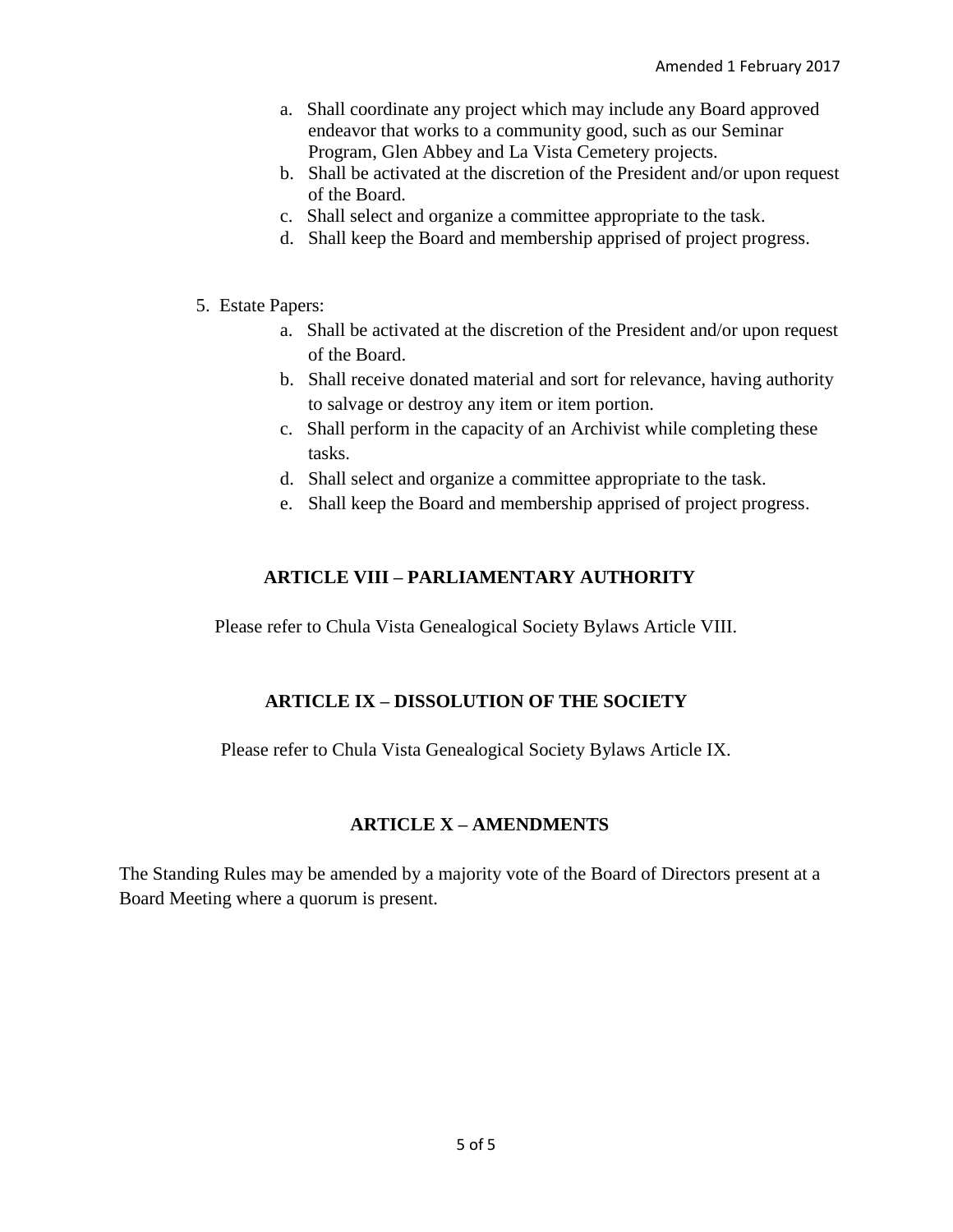a. Shall coordinate any project which may include any Board approved endeavor that works to a community good, such as our Seminar Program, Glen Abbey and La Vista Cemetery projects.
b. Shall be activated at the discretion of the President and/or upon request of the Board.
c. Shall select and organize a committee appropriate to the task.
d. Shall keep the Board and membership apprised of project progress.

5. Estate Papers:
   a. Shall be activated at the discretion of the President and/or upon request of the Board.
   b. Shall receive donated material and sort for relevance, having authority to salvage or destroy any item or item portion.
   c. Shall perform in the capacity of an Archivist while completing these tasks.
   d. Shall select and organize a committee appropriate to the task.
   e. Shall keep the Board and membership apprised of project progress.

## ARTICLE VIII – PARLIAMENTARY AUTHORITY

Please refer to Chula Vista Genealogical Society Bylaws Article VIII.

## ARTICLE IX – DISSOLUTION OF THE SOCIETY

Please refer to Chula Vista Genealogical Society Bylaws Article IX.

## ARTICLE X – AMENDMENTS

The Standing Rules may be amended by a majority vote of the Board of Directors present at a Board Meeting where a quorum is present.